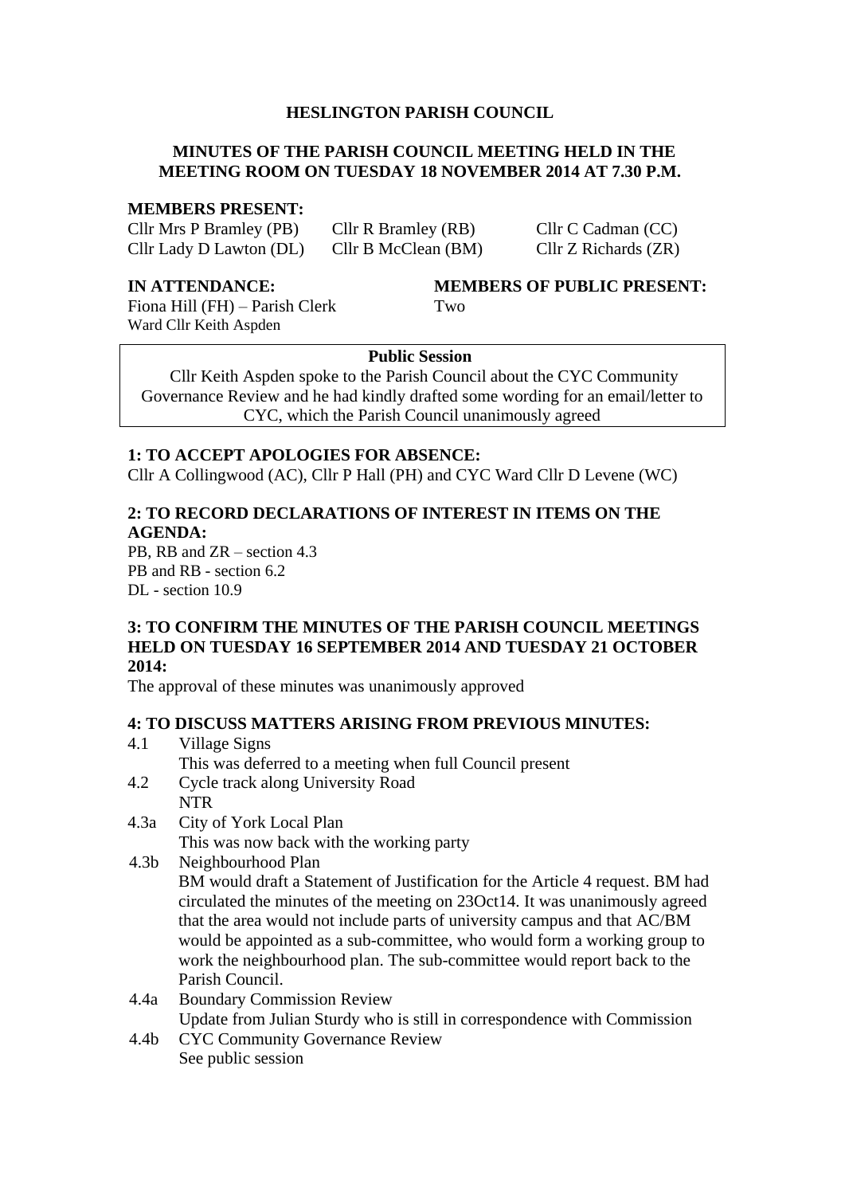# HESLINGTON PARISH COUNCIL

## MINUTES OF THE PARISH COUNCIL MEETING HELD IN THE MEETING ROOM ON TUESDAY 18 NOVEMBER 2014 AT 7.30 P.M.

**MEMBERS PRESENT:**

| | | |
|---|---|---|
| Cllr Mrs P Bramley (PB) | Cllr R Bramley (RB) | Cllr C Cadman (CC) |
| Cllr Lady D Lawton (DL) | Cllr B McClean (BM) | Cllr Z Richards (ZR) |

**IN ATTENDANCE:**
Fiona Hill (FH) – Parish Clerk
Ward Cllr Keith Aspden

**MEMBERS OF PUBLIC PRESENT:**
Two

**Public Session**

Cllr Keith Aspden spoke to the Parish Council about the CYC Community Governance Review and he had kindly drafted some wording for an email/letter to CYC, which the Parish Council unanimously agreed

**1: TO ACCEPT APOLOGIES FOR ABSENCE:**

Cllr A Collingwood (AC), Cllr P Hall (PH) and CYC Ward Cllr D Levene (WC)

**2: TO RECORD DECLARATIONS OF INTEREST IN ITEMS ON THE AGENDA:**

PB, RB and ZR – section 4.3
PB and RB - section 6.2
DL - section 10.9

**3: TO CONFIRM THE MINUTES OF THE PARISH COUNCIL MEETINGS HELD ON TUESDAY 16 SEPTEMBER 2014 AND TUESDAY 21 OCTOBER 2014:**

The approval of these minutes was unanimously approved

**4: TO DISCUSS MATTERS ARISING FROM PREVIOUS MINUTES:**

4.1 Village Signs
This was deferred to a meeting when full Council present

4.2 Cycle track along University Road
NTR

4.3a City of York Local Plan
This was now back with the working party

4.3b Neighbourhood Plan
BM would draft a Statement of Justification for the Article 4 request. BM had circulated the minutes of the meeting on 23Oct14. It was unanimously agreed that the area would not include parts of university campus and that AC/BM would be appointed as a sub-committee, who would form a working group to work the neighbourhood plan. The sub-committee would report back to the Parish Council.

4.4a Boundary Commission Review
Update from Julian Sturdy who is still in correspondence with Commission

4.4b CYC Community Governance Review
See public session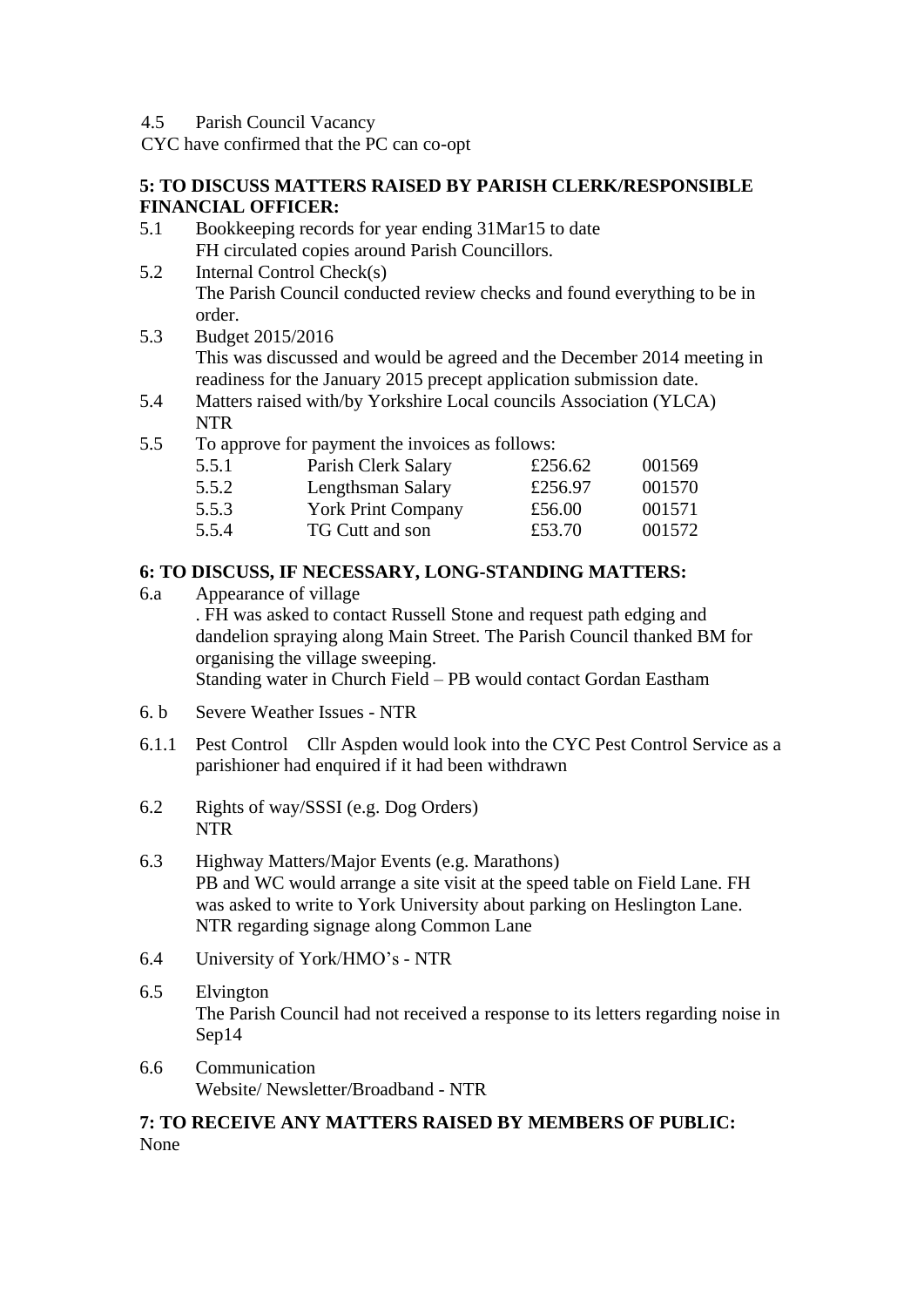4.5 Parish Council Vacancy

CYC have confirmed that the PC can co-opt

**5: TO DISCUSS MATTERS RAISED BY PARISH CLERK/RESPONSIBLE FINANCIAL OFFICER:**

5.1 Bookkeeping records for year ending 31Mar15 to date
FH circulated copies around Parish Councillors.

5.2 Internal Control Check(s)
The Parish Council conducted review checks and found everything to be in order.

5.3 Budget 2015/2016
This was discussed and would be agreed and the December 2014 meeting in readiness for the January 2015 precept application submission date.

5.4 Matters raised with/by Yorkshire Local councils Association (YLCA)
NTR

5.5 To approve for payment the invoices as follows:

| | | | |
|---|---|---|---|
| 5.5.1 | Parish Clerk Salary | £256.62 | 001569 |
| 5.5.2 | Lengthsman Salary | £256.97 | 001570 |
| 5.5.3 | York Print Company | £56.00 | 001571 |
| 5.5.4 | TG Cutt and son | £53.70 | 001572 |

**6: TO DISCUSS, IF NECESSARY, LONG-STANDING MATTERS:**

6.a Appearance of village
. FH was asked to contact Russell Stone and request path edging and dandelion spraying along Main Street. The Parish Council thanked BM for organising the village sweeping.
Standing water in Church Field – PB would contact Gordan Eastham

6. b Severe Weather Issues - NTR

6.1.1 Pest Control Cllr Aspden would look into the CYC Pest Control Service as a parishioner had enquired if it had been withdrawn

6.2 Rights of way/SSSI (e.g. Dog Orders)
NTR

6.3 Highway Matters/Major Events (e.g. Marathons)
PB and WC would arrange a site visit at the speed table on Field Lane. FH was asked to write to York University about parking on Heslington Lane. NTR regarding signage along Common Lane

6.4 University of York/HMO's - NTR

6.5 Elvington
The Parish Council had not received a response to its letters regarding noise in Sep14

6.6 Communication
Website/ Newsletter/Broadband - NTR

**7: TO RECEIVE ANY MATTERS RAISED BY MEMBERS OF PUBLIC:**

None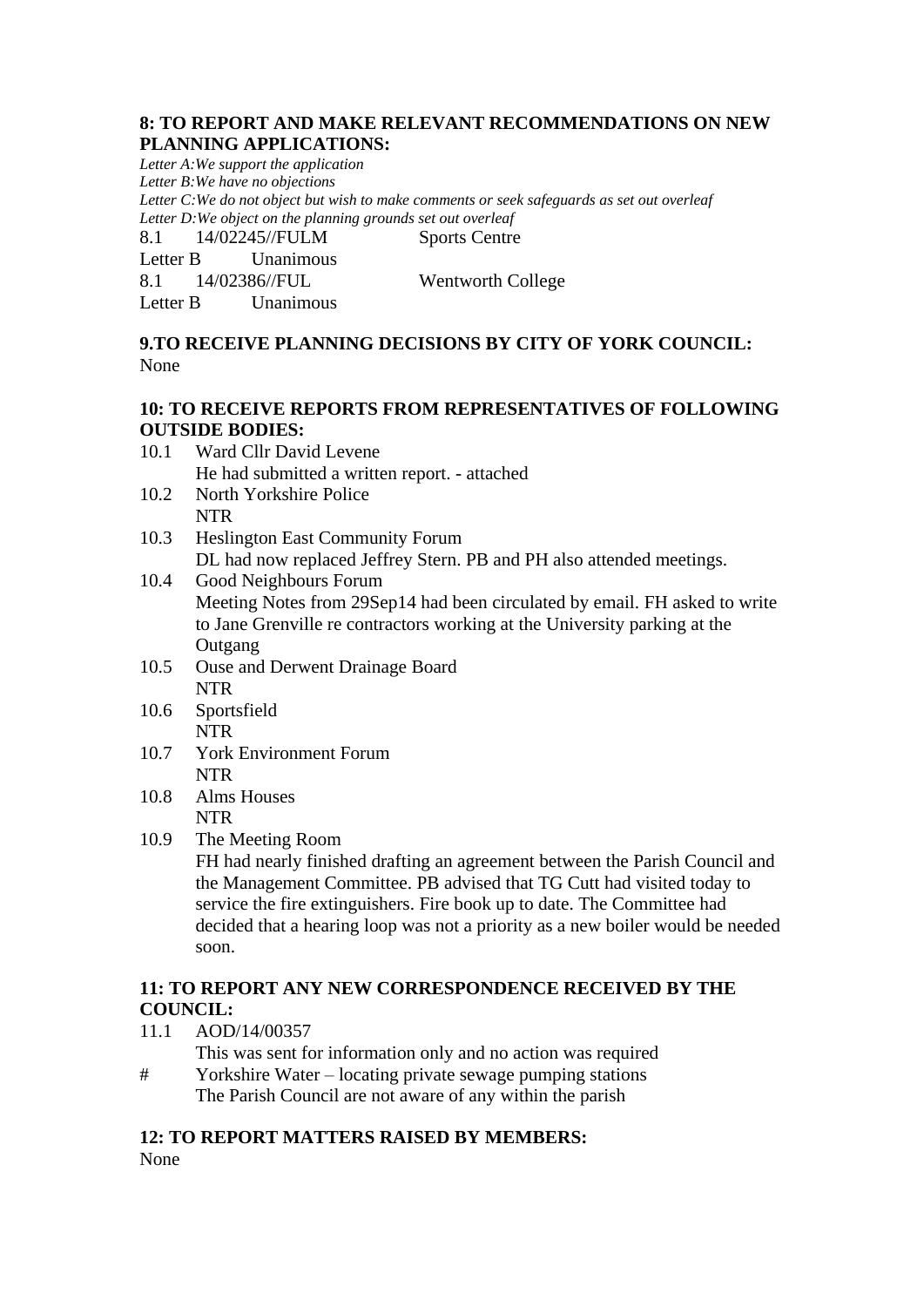**8: TO REPORT AND MAKE RELEVANT RECOMMENDATIONS ON NEW PLANNING APPLICATIONS:**

*Letter A:We support the application*
*Letter B:We have no objections*
*Letter C:We do not object but wish to make comments or seek safeguards as set out overleaf*
*Letter D:We object on the planning grounds set out overleaf*

8.1 14/02245//FULM Sports Centre
Letter B Unanimous

8.1 14/02386//FUL Wentworth College
Letter B Unanimous

**9.TO RECEIVE PLANNING DECISIONS BY CITY OF YORK COUNCIL:**
None

**10: TO RECEIVE REPORTS FROM REPRESENTATIVES OF FOLLOWING OUTSIDE BODIES:**

10.1 Ward Cllr David Levene
He had submitted a written report. - attached

10.2 North Yorkshire Police
NTR

10.3 Heslington East Community Forum
DL had now replaced Jeffrey Stern. PB and PH also attended meetings.

10.4 Good Neighbours Forum
Meeting Notes from 29Sep14 had been circulated by email. FH asked to write to Jane Grenville re contractors working at the University parking at the Outgang

10.5 Ouse and Derwent Drainage Board
NTR

10.6 Sportsfield
NTR

10.7 York Environment Forum
NTR

10.8 Alms Houses
NTR

10.9 The Meeting Room
FH had nearly finished drafting an agreement between the Parish Council and the Management Committee. PB advised that TG Cutt had visited today to service the fire extinguishers. Fire book up to date. The Committee had decided that a hearing loop was not a priority as a new boiler would be needed soon.

**11: TO REPORT ANY NEW CORRESPONDENCE RECEIVED BY THE COUNCIL:**

11.1 AOD/14/00357
This was sent for information only and no action was required

# Yorkshire Water – locating private sewage pumping stations
The Parish Council are not aware of any within the parish

**12: TO REPORT MATTERS RAISED BY MEMBERS:**
None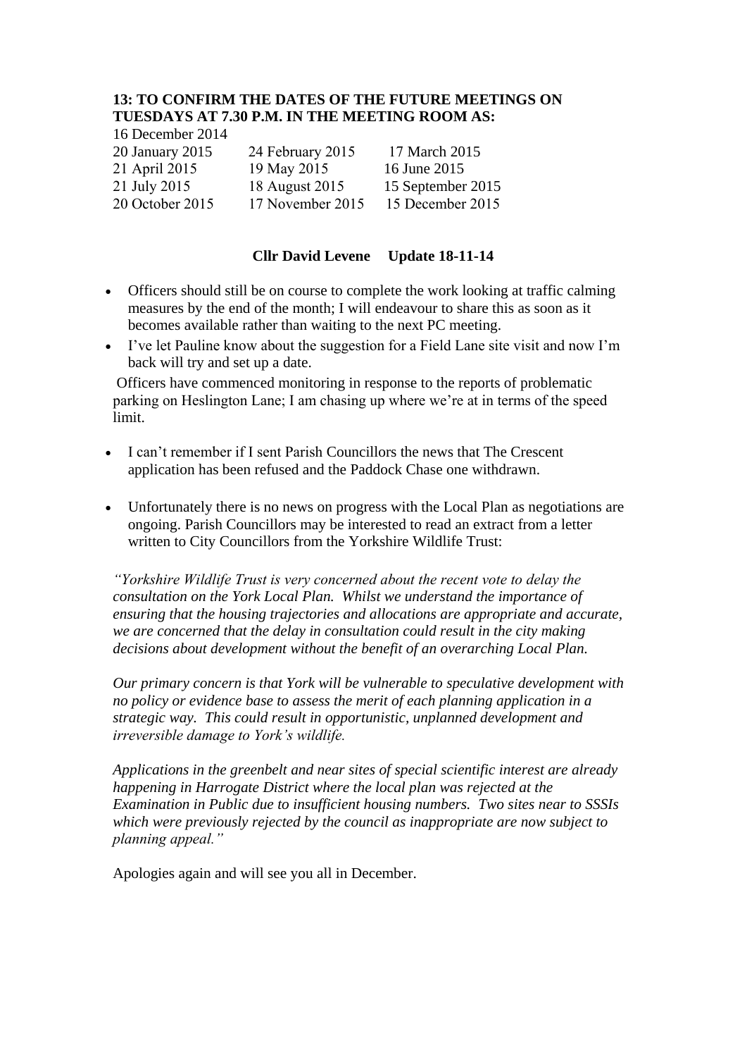**13: TO CONFIRM THE DATES OF THE FUTURE MEETINGS ON TUESDAYS AT 7.30 P.M. IN THE MEETING ROOM AS:**

16 December 2014

| | | |
|---|---|---|
| 20 January 2015 | 24 February 2015 | 17 March 2015 |
| 21 April 2015 | 19 May 2015 | 16 June 2015 |
| 21 July 2015 | 18 August 2015 | 15 September 2015 |
| 20 October 2015 | 17 November 2015 | 15 December 2015 |

**Cllr David Levene Update 18-11-14**

- Officers should still be on course to complete the work looking at traffic calming measures by the end of the month; I will endeavour to share this as soon as it becomes available rather than waiting to the next PC meeting.
- I've let Pauline know about the suggestion for a Field Lane site visit and now I'm back will try and set up a date.

Officers have commenced monitoring in response to the reports of problematic parking on Heslington Lane; I am chasing up where we're at in terms of the speed limit.

- I can't remember if I sent Parish Councillors the news that The Crescent application has been refused and the Paddock Chase one withdrawn.

- Unfortunately there is no news on progress with the Local Plan as negotiations are ongoing. Parish Councillors may be interested to read an extract from a letter written to City Councillors from the Yorkshire Wildlife Trust:

*"Yorkshire Wildlife Trust is very concerned about the recent vote to delay the consultation on the York Local Plan. Whilst we understand the importance of ensuring that the housing trajectories and allocations are appropriate and accurate, we are concerned that the delay in consultation could result in the city making decisions about development without the benefit of an overarching Local Plan.*

*Our primary concern is that York will be vulnerable to speculative development with no policy or evidence base to assess the merit of each planning application in a strategic way. This could result in opportunistic, unplanned development and irreversible damage to York's wildlife.*

*Applications in the greenbelt and near sites of special scientific interest are already happening in Harrogate District where the local plan was rejected at the Examination in Public due to insufficient housing numbers. Two sites near to SSSIs which were previously rejected by the council as inappropriate are now subject to planning appeal."*

Apologies again and will see you all in December.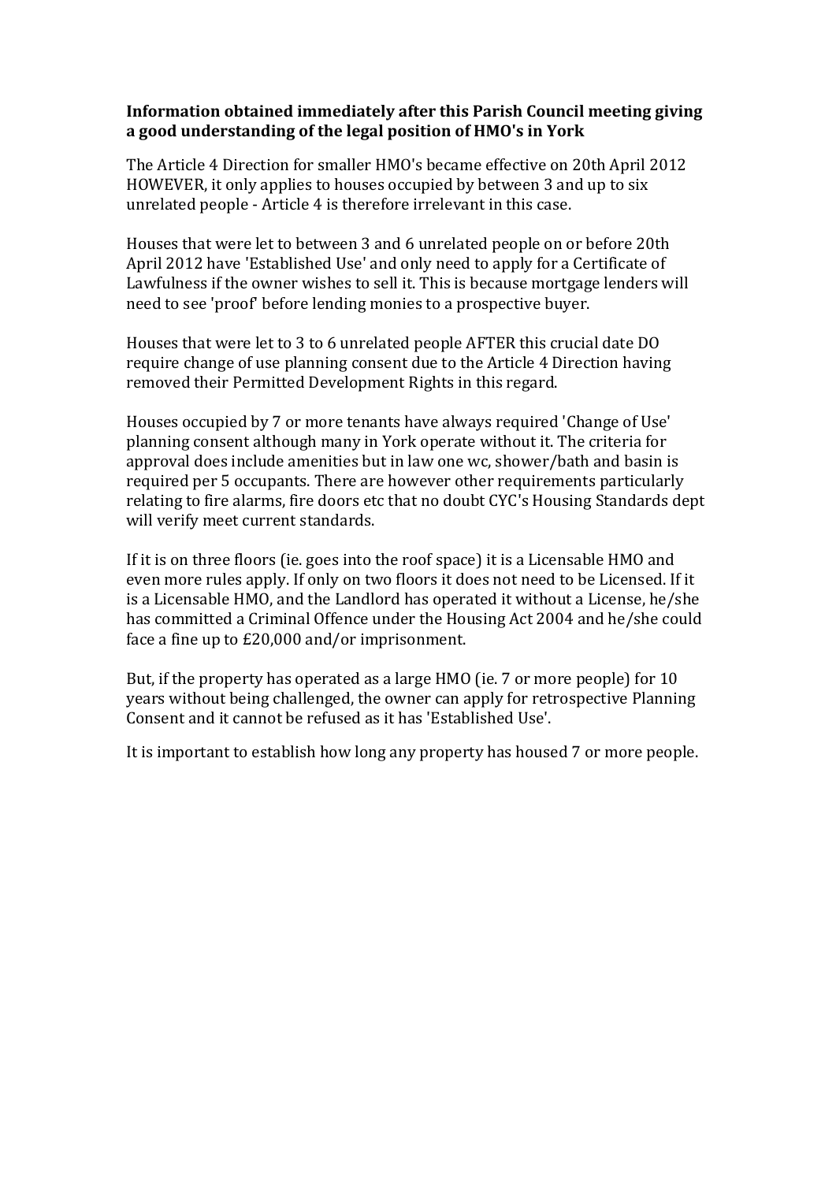**Information obtained immediately after this Parish Council meeting giving a good understanding of the legal position of HMO's in York**

The Article 4 Direction for smaller HMO's became effective on 20th April 2012 HOWEVER, it only applies to houses occupied by between 3 and up to six unrelated people - Article 4 is therefore irrelevant in this case.

Houses that were let to between 3 and 6 unrelated people on or before 20th April 2012 have 'Established Use' and only need to apply for a Certificate of Lawfulness if the owner wishes to sell it. This is because mortgage lenders will need to see 'proof' before lending monies to a prospective buyer.

Houses that were let to 3 to 6 unrelated people AFTER this crucial date DO require change of use planning consent due to the Article 4 Direction having removed their Permitted Development Rights in this regard.

Houses occupied by 7 or more tenants have always required 'Change of Use' planning consent although many in York operate without it. The criteria for approval does include amenities but in law one wc, shower/bath and basin is required per 5 occupants. There are however other requirements particularly relating to fire alarms, fire doors etc that no doubt CYC's Housing Standards dept will verify meet current standards.

If it is on three floors (ie. goes into the roof space) it is a Licensable HMO and even more rules apply. If only on two floors it does not need to be Licensed. If it is a Licensable HMO, and the Landlord has operated it without a License, he/she has committed a Criminal Offence under the Housing Act 2004 and he/she could face a fine up to £20,000 and/or imprisonment.

But, if the property has operated as a large HMO (ie. 7 or more people) for 10 years without being challenged, the owner can apply for retrospective Planning Consent and it cannot be refused as it has 'Established Use'.

It is important to establish how long any property has housed 7 or more people.